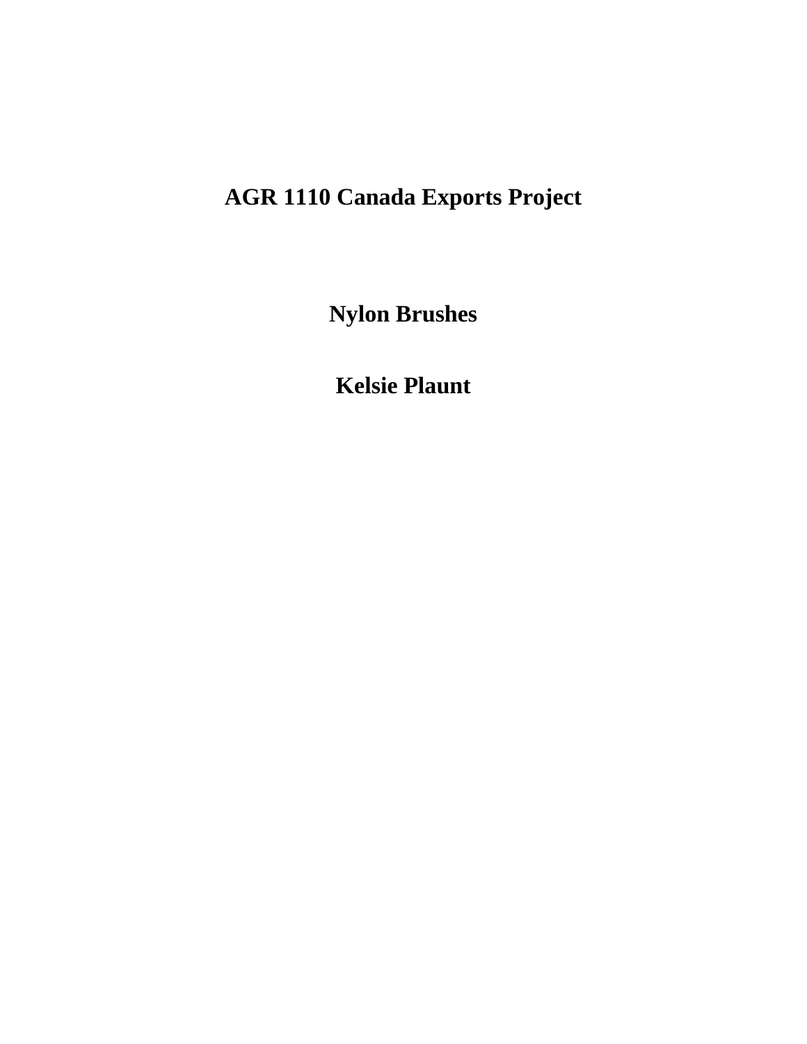# AGR 1110 Canada Exports Project

## Nylon Brushes

## Kelsie Plaunt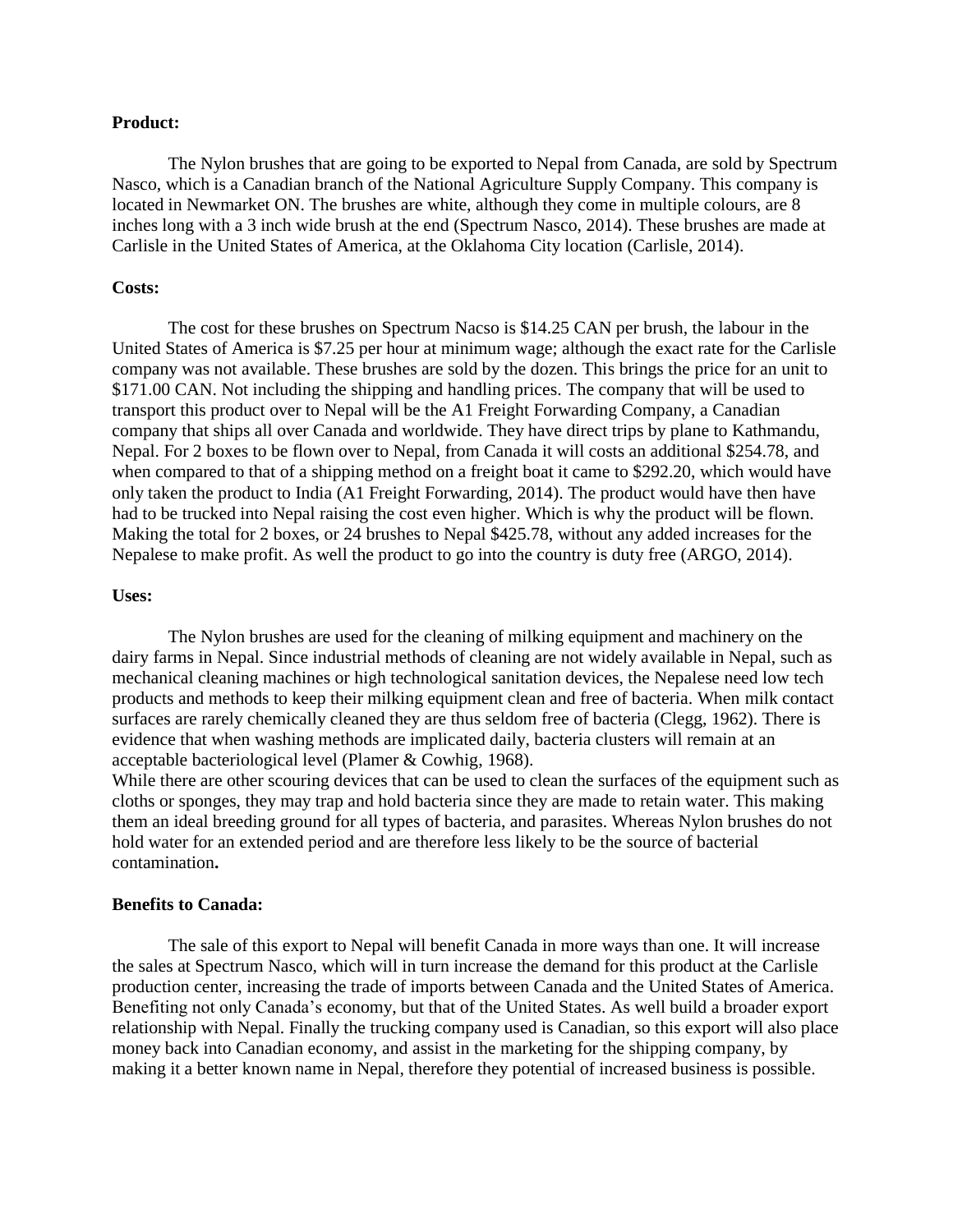**Product:**

The Nylon brushes that are going to be exported to Nepal from Canada, are sold by Spectrum Nasco, which is a Canadian branch of the National Agriculture Supply Company. This company is located in Newmarket ON. The brushes are white, although they come in multiple colours, are 8 inches long with a 3 inch wide brush at the end (Spectrum Nasco, 2014). These brushes are made at Carlisle in the United States of America, at the Oklahoma City location (Carlisle, 2014).

**Costs:**

The cost for these brushes on Spectrum Nacso is $14.25 CAN per brush, the labour in the United States of America is $7.25 per hour at minimum wage; although the exact rate for the Carlisle company was not available. These brushes are sold by the dozen. This brings the price for an unit to $171.00 CAN. Not including the shipping and handling prices. The company that will be used to transport this product over to Nepal will be the A1 Freight Forwarding Company, a Canadian company that ships all over Canada and worldwide. They have direct trips by plane to Kathmandu, Nepal. For 2 boxes to be flown over to Nepal, from Canada it will costs an additional $254.78, and when compared to that of a shipping method on a freight boat it came to $292.20, which would have only taken the product to India (A1 Freight Forwarding, 2014). The product would have then have had to be trucked into Nepal raising the cost even higher. Which is why the product will be flown. Making the total for 2 boxes, or 24 brushes to Nepal $425.78, without any added increases for the Nepalese to make profit. As well the product to go into the country is duty free (ARGO, 2014).

**Uses:**

The Nylon brushes are used for the cleaning of milking equipment and machinery on the dairy farms in Nepal. Since industrial methods of cleaning are not widely available in Nepal, such as mechanical cleaning machines or high technological sanitation devices, the Nepalese need low tech products and methods to keep their milking equipment clean and free of bacteria. When milk contact surfaces are rarely chemically cleaned they are thus seldom free of bacteria (Clegg, 1962). There is evidence that when washing methods are implicated daily, bacteria clusters will remain at an acceptable bacteriological level (Plamer & Cowhig, 1968).
While there are other scouring devices that can be used to clean the surfaces of the equipment such as cloths or sponges, they may trap and hold bacteria since they are made to retain water. This making them an ideal breeding ground for all types of bacteria, and parasites. Whereas Nylon brushes do not hold water for an extended period and are therefore less likely to be the source of bacterial contamination**.**

**Benefits to Canada:**

The sale of this export to Nepal will benefit Canada in more ways than one. It will increase the sales at Spectrum Nasco, which will in turn increase the demand for this product at the Carlisle production center, increasing the trade of imports between Canada and the United States of America. Benefiting not only Canada's economy, but that of the United States. As well build a broader export relationship with Nepal. Finally the trucking company used is Canadian, so this export will also place money back into Canadian economy, and assist in the marketing for the shipping company, by making it a better known name in Nepal, therefore they potential of increased business is possible.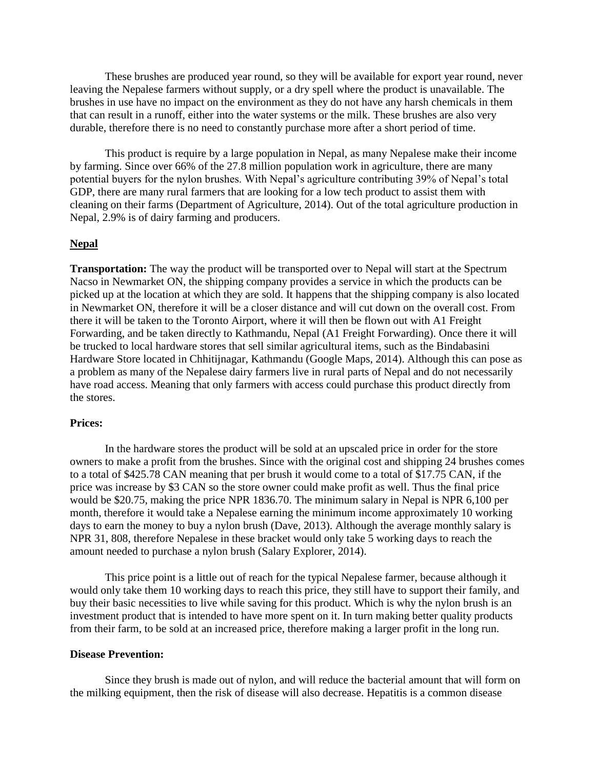These brushes are produced year round, so they will be available for export year round, never leaving the Nepalese farmers without supply, or a dry spell where the product is unavailable. The brushes in use have no impact on the environment as they do not have any harsh chemicals in them that can result in a runoff, either into the water systems or the milk. These brushes are also very durable, therefore there is no need to constantly purchase more after a short period of time.

This product is require by a large population in Nepal, as many Nepalese make their income by farming. Since over 66% of the 27.8 million population work in agriculture, there are many potential buyers for the nylon brushes. With Nepal's agriculture contributing 39% of Nepal's total GDP, there are many rural farmers that are looking for a low tech product to assist them with cleaning on their farms (Department of Agriculture, 2014). Out of the total agriculture production in Nepal, 2.9% is of dairy farming and producers.

## Nepal

**Transportation:** The way the product will be transported over to Nepal will start at the Spectrum Nacso in Newmarket ON, the shipping company provides a service in which the products can be picked up at the location at which they are sold. It happens that the shipping company is also located in Newmarket ON, therefore it will be a closer distance and will cut down on the overall cost. From there it will be taken to the Toronto Airport, where it will then be flown out with A1 Freight Forwarding, and be taken directly to Kathmandu, Nepal (A1 Freight Forwarding). Once there it will be trucked to local hardware stores that sell similar agricultural items, such as the Bindabasini Hardware Store located in Chhitijnagar, Kathmandu (Google Maps, 2014). Although this can pose as a problem as many of the Nepalese dairy farmers live in rural parts of Nepal and do not necessarily have road access. Meaning that only farmers with access could purchase this product directly from the stores.

**Prices:**

In the hardware stores the product will be sold at an upscaled price in order for the store owners to make a profit from the brushes. Since with the original cost and shipping 24 brushes comes to a total of $425.78 CAN meaning that per brush it would come to a total of $17.75 CAN, if the price was increase by $3 CAN so the store owner could make profit as well. Thus the final price would be $20.75, making the price NPR 1836.70. The minimum salary in Nepal is NPR 6,100 per month, therefore it would take a Nepalese earning the minimum income approximately 10 working days to earn the money to buy a nylon brush (Dave, 2013). Although the average monthly salary is NPR 31, 808, therefore Nepalese in these bracket would only take 5 working days to reach the amount needed to purchase a nylon brush (Salary Explorer, 2014).

This price point is a little out of reach for the typical Nepalese farmer, because although it would only take them 10 working days to reach this price, they still have to support their family, and buy their basic necessities to live while saving for this product. Which is why the nylon brush is an investment product that is intended to have more spent on it. In turn making better quality products from their farm, to be sold at an increased price, therefore making a larger profit in the long run.

**Disease Prevention:**

Since they brush is made out of nylon, and will reduce the bacterial amount that will form on the milking equipment, then the risk of disease will also decrease. Hepatitis is a common disease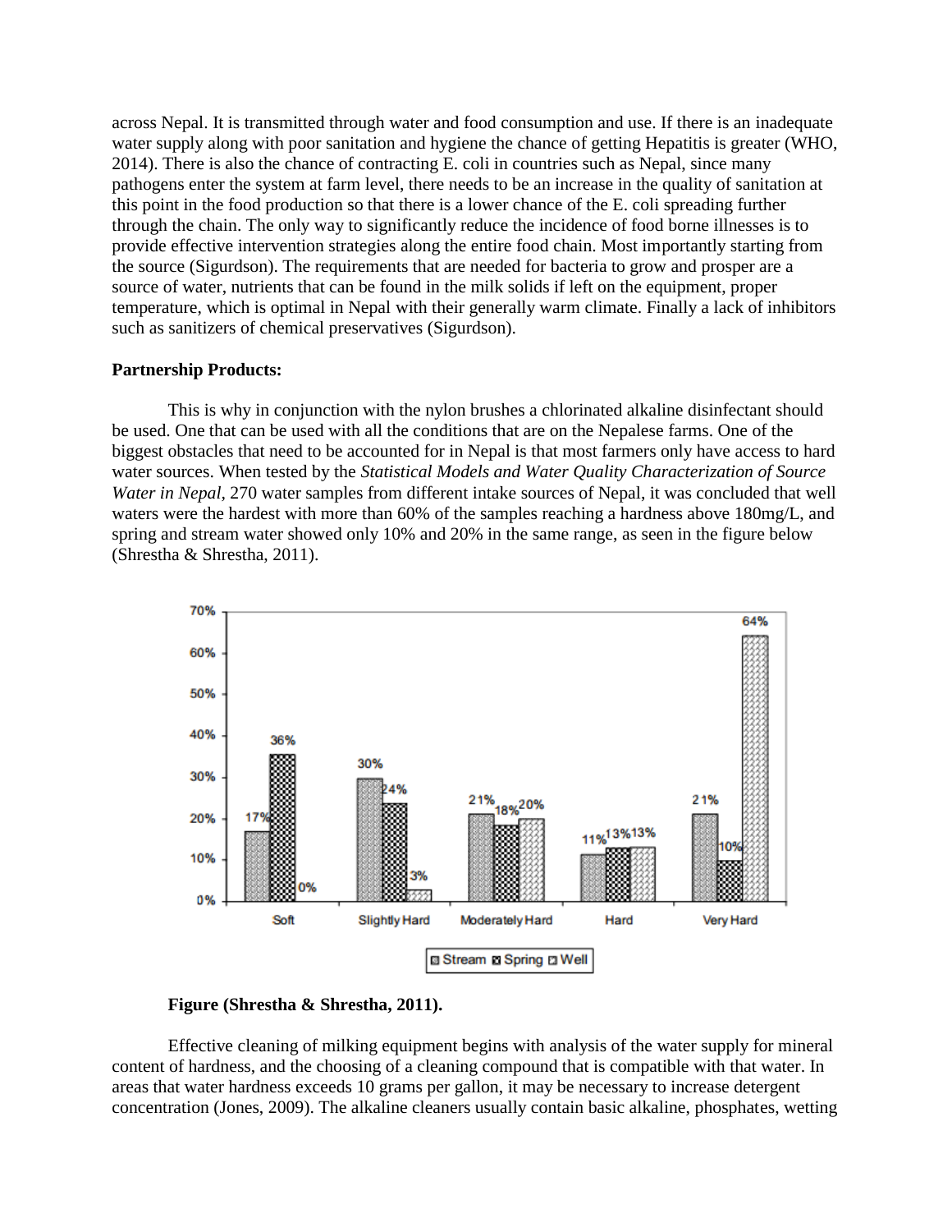across Nepal. It is transmitted through water and food consumption and use. If there is an inadequate water supply along with poor sanitation and hygiene the chance of getting Hepatitis is greater (WHO, 2014). There is also the chance of contracting E. coli in countries such as Nepal, since many pathogens enter the system at farm level, there needs to be an increase in the quality of sanitation at this point in the food production so that there is a lower chance of the E. coli spreading further through the chain. The only way to significantly reduce the incidence of food borne illnesses is to provide effective intervention strategies along the entire food chain. Most importantly starting from the source (Sigurdson). The requirements that are needed for bacteria to grow and prosper are a source of water, nutrients that can be found in the milk solids if left on the equipment, proper temperature, which is optimal in Nepal with their generally warm climate. Finally a lack of inhibitors such as sanitizers of chemical preservatives (Sigurdson).

**Partnership Products:**

This is why in conjunction with the nylon brushes a chlorinated alkaline disinfectant should be used. One that can be used with all the conditions that are on the Nepalese farms. One of the biggest obstacles that need to be accounted for in Nepal is that most farmers only have access to hard water sources. When tested by the *Statistical Models and Water Quality Characterization of Source Water in Nepal*, 270 water samples from different intake sources of Nepal, it was concluded that well waters were the hardest with more than 60% of the samples reaching a hardness above 180mg/L, and spring and stream water showed only 10% and 20% in the same range, as seen in the figure below (Shrestha & Shrestha, 2011).

| | Soft | Slightly Hard | Moderately Hard | Hard | Very Hard |
|---|---|---|---|---|---|
| Stream | 17% | 30% | 21% | 11% | 21% |
| Spring | 36% | 24% | 18% | 13% | 10% |
| Well | 0% | 3% | 20% | 13% | 64% |

**Figure (Shrestha & Shrestha, 2011).**

Effective cleaning of milking equipment begins with analysis of the water supply for mineral content of hardness, and the choosing of a cleaning compound that is compatible with that water. In areas that water hardness exceeds 10 grams per gallon, it may be necessary to increase detergent concentration (Jones, 2009). The alkaline cleaners usually contain basic alkaline, phosphates, wetting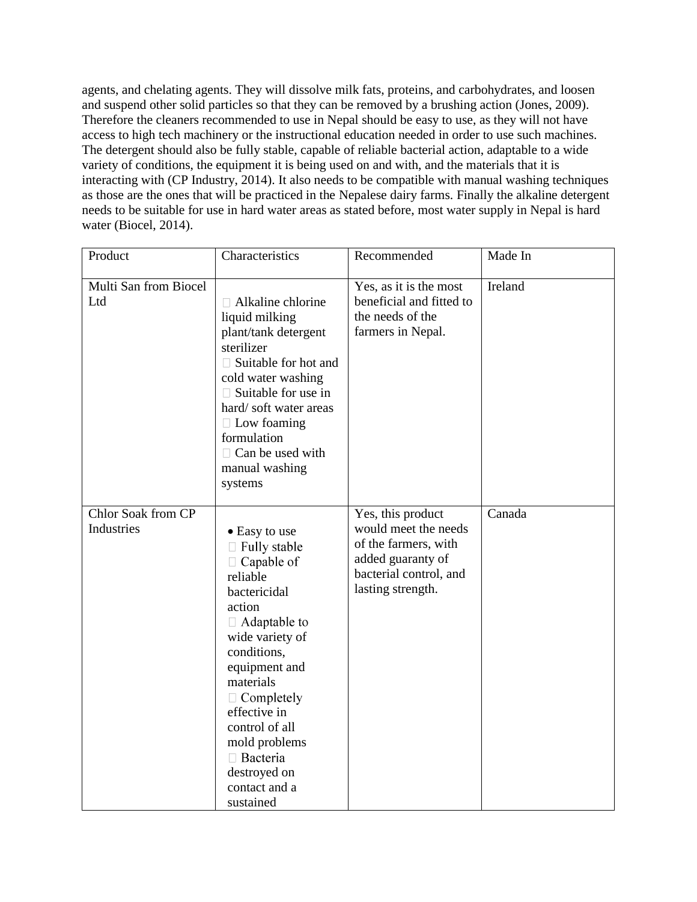agents, and chelating agents. They will dissolve milk fats, proteins, and carbohydrates, and loosen and suspend other solid particles so that they can be removed by a brushing action (Jones, 2009). Therefore the cleaners recommended to use in Nepal should be easy to use, as they will not have access to high tech machinery or the instructional education needed in order to use such machines. The detergent should also be fully stable, capable of reliable bacterial action, adaptable to a wide variety of conditions, the equipment it is being used on and with, and the materials that it is interacting with (CP Industry, 2014). It also needs to be compatible with manual washing techniques as those are the ones that will be practiced in the Nepalese dairy farms. Finally the alkaline detergent needs to be suitable for use in hard water areas as stated before, most water supply in Nepal is hard water (Biocel, 2014).

| Product | Characteristics | Recommended | Made In |
|---|---|---|---|
| Multi San from Biocel Ltd | Alkaline chlorine liquid milking plant/tank detergent sterilizer<br>Suitable for hot and cold water washing<br>Suitable for use in hard/ soft water areas<br>Low foaming formulation<br>Can be used with manual washing systems | Yes, as it is the most beneficial and fitted to the needs of the farmers in Nepal. | Ireland |
| Chlor Soak from CP Industries | • Easy to use<br>Fully stable<br>Capable of reliable bactericidal action<br>Adaptable to wide variety of conditions, equipment and materials<br>Completely effective in control of all mold problems<br>Bacteria destroyed on contact and a sustained | Yes, this product would meet the needs of the farmers, with added guaranty of bacterial control, and lasting strength. | Canada |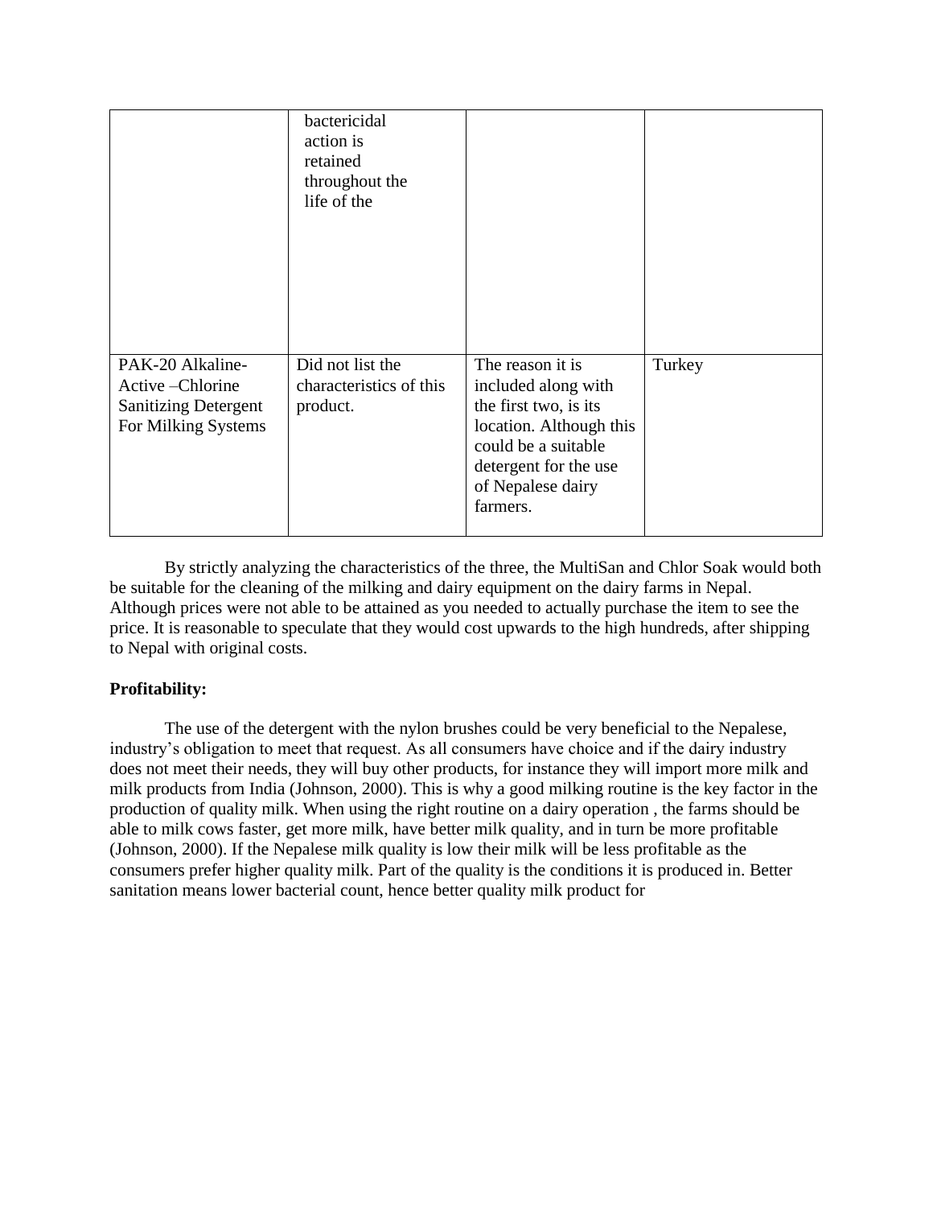| | | | |
|---|---|---|---|
| | bactericidal action is retained throughout the life of the | | |
| PAK-20 Alkaline-Active –Chlorine Sanitizing Detergent For Milking Systems | Did not list the characteristics of this product. | The reason it is included along with the first two, is its location. Although this could be a suitable detergent for the use of Nepalese dairy farmers. | Turkey |

By strictly analyzing the characteristics of the three, the MultiSan and Chlor Soak would both be suitable for the cleaning of the milking and dairy equipment on the dairy farms in Nepal. Although prices were not able to be attained as you needed to actually purchase the item to see the price. It is reasonable to speculate that they would cost upwards to the high hundreds, after shipping to Nepal with original costs.

**Profitability:**

The use of the detergent with the nylon brushes could be very beneficial to the Nepalese, industry's obligation to meet that request. As all consumers have choice and if the dairy industry does not meet their needs, they will buy other products, for instance they will import more milk and milk products from India (Johnson, 2000). This is why a good milking routine is the key factor in the production of quality milk. When using the right routine on a dairy operation , the farms should be able to milk cows faster, get more milk, have better milk quality, and in turn be more profitable (Johnson, 2000). If the Nepalese milk quality is low their milk will be less profitable as the consumers prefer higher quality milk. Part of the quality is the conditions it is produced in. Better sanitation means lower bacterial count, hence better quality milk product for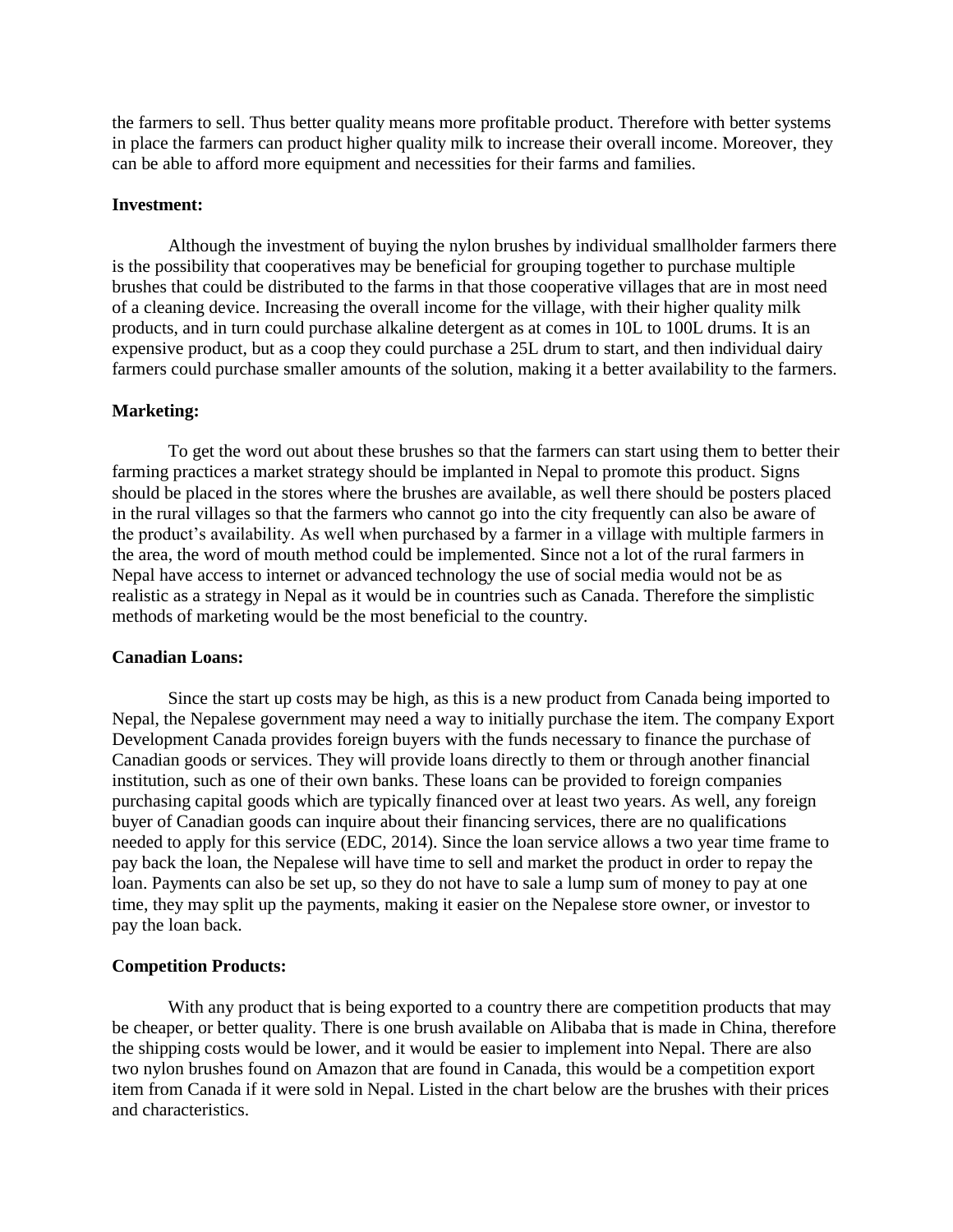the farmers to sell. Thus better quality means more profitable product. Therefore with better systems in place the farmers can product higher quality milk to increase their overall income. Moreover, they can be able to afford more equipment and necessities for their farms and families.

**Investment:**

Although the investment of buying the nylon brushes by individual smallholder farmers there is the possibility that cooperatives may be beneficial for grouping together to purchase multiple brushes that could be distributed to the farms in that those cooperative villages that are in most need of a cleaning device. Increasing the overall income for the village, with their higher quality milk products, and in turn could purchase alkaline detergent as at comes in 10L to 100L drums. It is an expensive product, but as a coop they could purchase a 25L drum to start, and then individual dairy farmers could purchase smaller amounts of the solution, making it a better availability to the farmers.

**Marketing:**

To get the word out about these brushes so that the farmers can start using them to better their farming practices a market strategy should be implanted in Nepal to promote this product. Signs should be placed in the stores where the brushes are available, as well there should be posters placed in the rural villages so that the farmers who cannot go into the city frequently can also be aware of the product's availability. As well when purchased by a farmer in a village with multiple farmers in the area, the word of mouth method could be implemented. Since not a lot of the rural farmers in Nepal have access to internet or advanced technology the use of social media would not be as realistic as a strategy in Nepal as it would be in countries such as Canada. Therefore the simplistic methods of marketing would be the most beneficial to the country.

**Canadian Loans:**

Since the start up costs may be high, as this is a new product from Canada being imported to Nepal, the Nepalese government may need a way to initially purchase the item. The company Export Development Canada provides foreign buyers with the funds necessary to finance the purchase of Canadian goods or services. They will provide loans directly to them or through another financial institution, such as one of their own banks. These loans can be provided to foreign companies purchasing capital goods which are typically financed over at least two years. As well, any foreign buyer of Canadian goods can inquire about their financing services, there are no qualifications needed to apply for this service (EDC, 2014). Since the loan service allows a two year time frame to pay back the loan, the Nepalese will have time to sell and market the product in order to repay the loan. Payments can also be set up, so they do not have to sale a lump sum of money to pay at one time, they may split up the payments, making it easier on the Nepalese store owner, or investor to pay the loan back.

**Competition Products:**

With any product that is being exported to a country there are competition products that may be cheaper, or better quality. There is one brush available on Alibaba that is made in China, therefore the shipping costs would be lower, and it would be easier to implement into Nepal. There are also two nylon brushes found on Amazon that are found in Canada, this would be a competition export item from Canada if it were sold in Nepal. Listed in the chart below are the brushes with their prices and characteristics.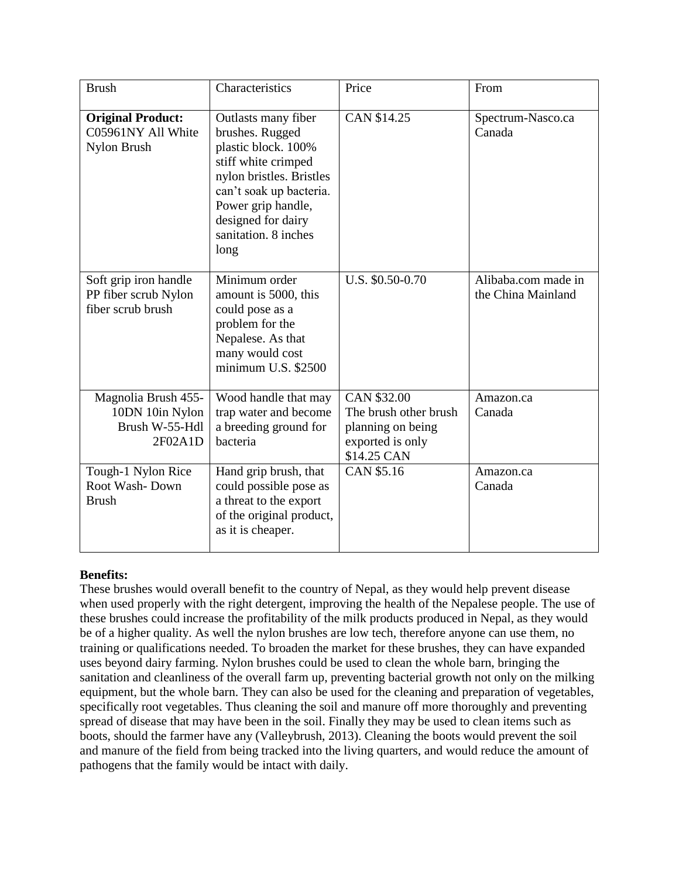| Brush | Characteristics | Price | From |
|---|---|---|---|
| **Original Product:** C05961NY All White Nylon Brush | Outlasts many fiber brushes. Rugged plastic block. 100% stiff white crimped nylon bristles. Bristles can't soak up bacteria. Power grip handle, designed for dairy sanitation. 8 inches long | CAN $14.25 | Spectrum-Nasco.ca Canada |
| Soft grip iron handle PP fiber scrub Nylon fiber scrub brush | Minimum order amount is 5000, this could pose as a problem for the Nepalese. As that many would cost minimum U.S. $2500 | U.S. $0.50-0.70 | Alibaba.com made in the China Mainland |
| Magnolia Brush 455-10DN 10in Nylon Brush W-55-Hdl 2F02A1D | Wood handle that may trap water and become a breeding ground for bacteria | CAN $32.00 The brush other brush planning on being exported is only $14.25 CAN | Amazon.ca Canada |
| Tough-1 Nylon Rice Root Wash- Down Brush | Hand grip brush, that could possible pose as a threat to the export of the original product, as it is cheaper. | CAN $5.16 | Amazon.ca Canada |

**Benefits:**

These brushes would overall benefit to the country of Nepal, as they would help prevent disease when used properly with the right detergent, improving the health of the Nepalese people. The use of these brushes could increase the profitability of the milk products produced in Nepal, as they would be of a higher quality. As well the nylon brushes are low tech, therefore anyone can use them, no training or qualifications needed. To broaden the market for these brushes, they can have expanded uses beyond dairy farming. Nylon brushes could be used to clean the whole barn, bringing the sanitation and cleanliness of the overall farm up, preventing bacterial growth not only on the milking equipment, but the whole barn. They can also be used for the cleaning and preparation of vegetables, specifically root vegetables. Thus cleaning the soil and manure off more thoroughly and preventing spread of disease that may have been in the soil. Finally they may be used to clean items such as boots, should the farmer have any (Valleybrush, 2013). Cleaning the boots would prevent the soil and manure of the field from being tracked into the living quarters, and would reduce the amount of pathogens that the family would be intact with daily.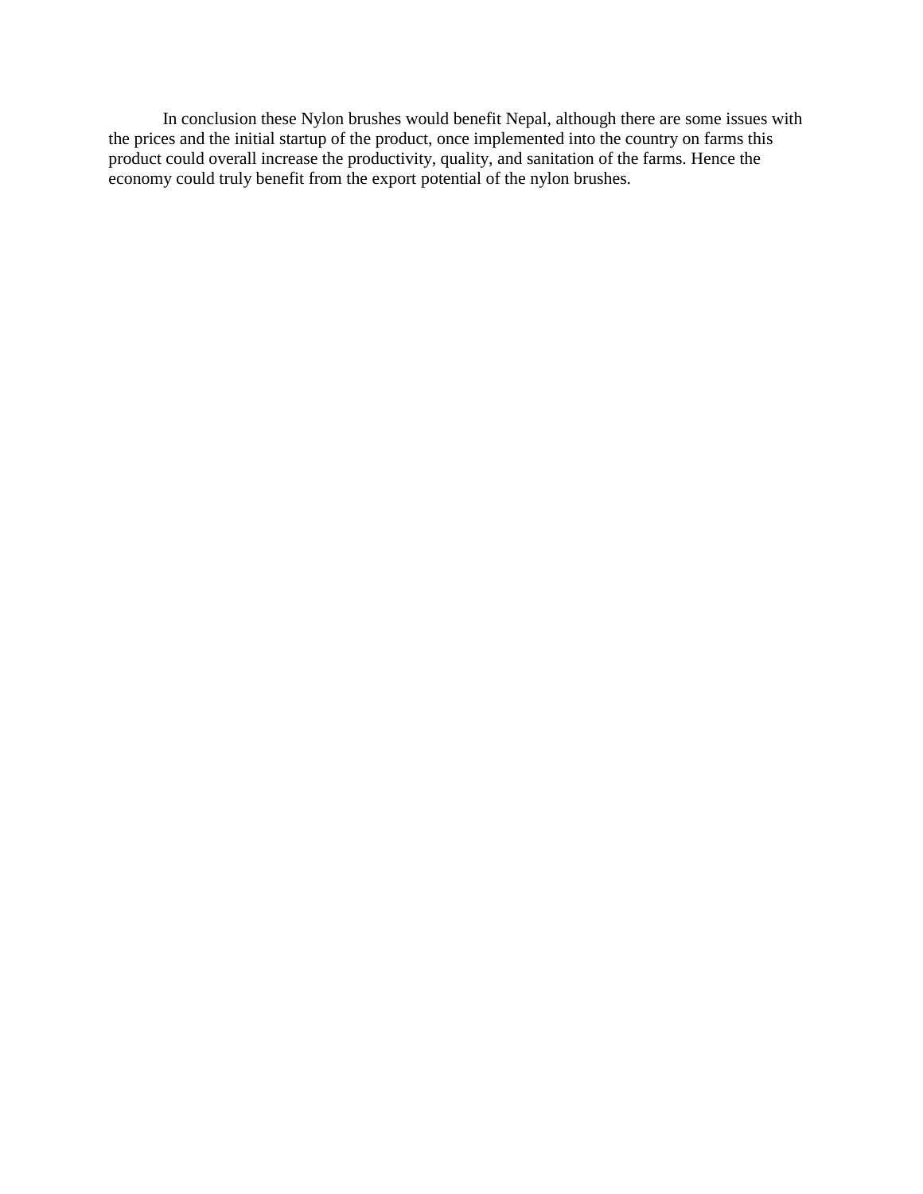In conclusion these Nylon brushes would benefit Nepal, although there are some issues with the prices and the initial startup of the product, once implemented into the country on farms this product could overall increase the productivity, quality, and sanitation of the farms. Hence the economy could truly benefit from the export potential of the nylon brushes.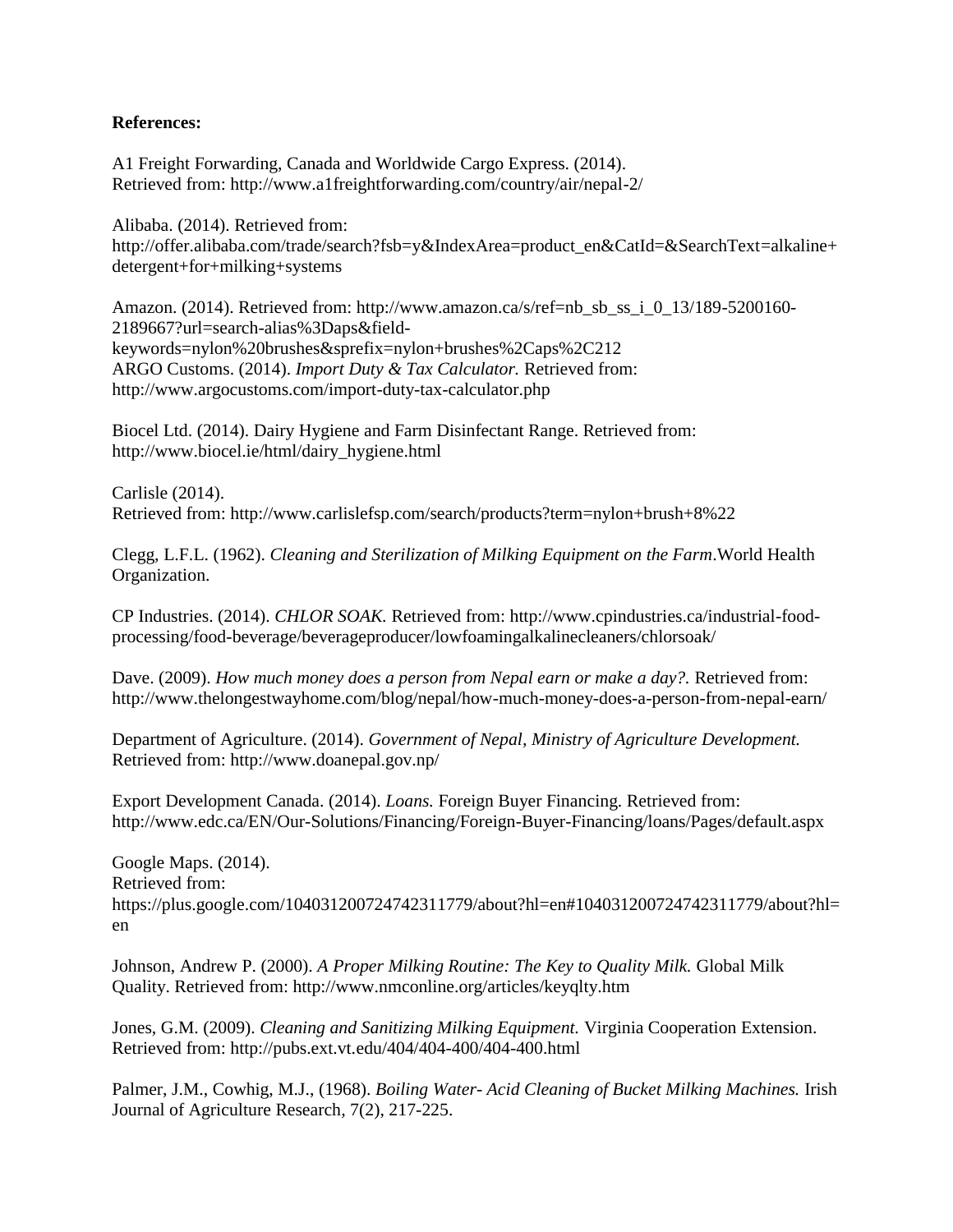**References:**

A1 Freight Forwarding, Canada and Worldwide Cargo Express. (2014).
Retrieved from: http://www.a1freightforwarding.com/country/air/nepal-2/

Alibaba. (2014). Retrieved from:
http://offer.alibaba.com/trade/search?fsb=y&IndexArea=product_en&CatId=&SearchText=alkaline+detergent+for+milking+systems

Amazon. (2014). Retrieved from: http://www.amazon.ca/s/ref=nb_sb_ss_i_0_13/189-5200160-2189667?url=search-alias%3Daps&field-keywords=nylon%20brushes&sprefix=nylon+brushes%2Caps%2C212
ARGO Customs. (2014). *Import Duty & Tax Calculator.* Retrieved from:
http://www.argocustoms.com/import-duty-tax-calculator.php

Biocel Ltd. (2014). Dairy Hygiene and Farm Disinfectant Range. Retrieved from:
http://www.biocel.ie/html/dairy_hygiene.html

Carlisle (2014).
Retrieved from: http://www.carlislefsp.com/search/products?term=nylon+brush+8%22

Clegg, L.F.L. (1962). *Cleaning and Sterilization of Milking Equipment on the Farm*.World Health Organization.

CP Industries. (2014). *CHLOR SOAK.* Retrieved from: http://www.cpindustries.ca/industrial-food-processing/food-beverage/beverageproducer/lowfoamingalkalinecleaners/chlorsoak/

Dave. (2009). *How much money does a person from Nepal earn or make a day?.* Retrieved from:
http://www.thelongestwayhome.com/blog/nepal/how-much-money-does-a-person-from-nepal-earn/

Department of Agriculture. (2014). *Government of Nepal, Ministry of Agriculture Development.*
Retrieved from: http://www.doanepal.gov.np/

Export Development Canada. (2014). *Loans.* Foreign Buyer Financing. Retrieved from:
http://www.edc.ca/EN/Our-Solutions/Financing/Foreign-Buyer-Financing/loans/Pages/default.aspx

Google Maps. (2014).
Retrieved from:
https://plus.google.com/104031200724742311779/about?hl=en#104031200724742311779/about?hl=en

Johnson, Andrew P. (2000). *A Proper Milking Routine: The Key to Quality Milk.* Global Milk Quality. Retrieved from: http://www.nmconline.org/articles/keyqlty.htm

Jones, G.M. (2009). *Cleaning and Sanitizing Milking Equipment.* Virginia Cooperation Extension.
Retrieved from: http://pubs.ext.vt.edu/404/404-400/404-400.html

Palmer, J.M., Cowhig, M.J., (1968). *Boiling Water- Acid Cleaning of Bucket Milking Machines.* Irish Journal of Agriculture Research, 7(2), 217-225.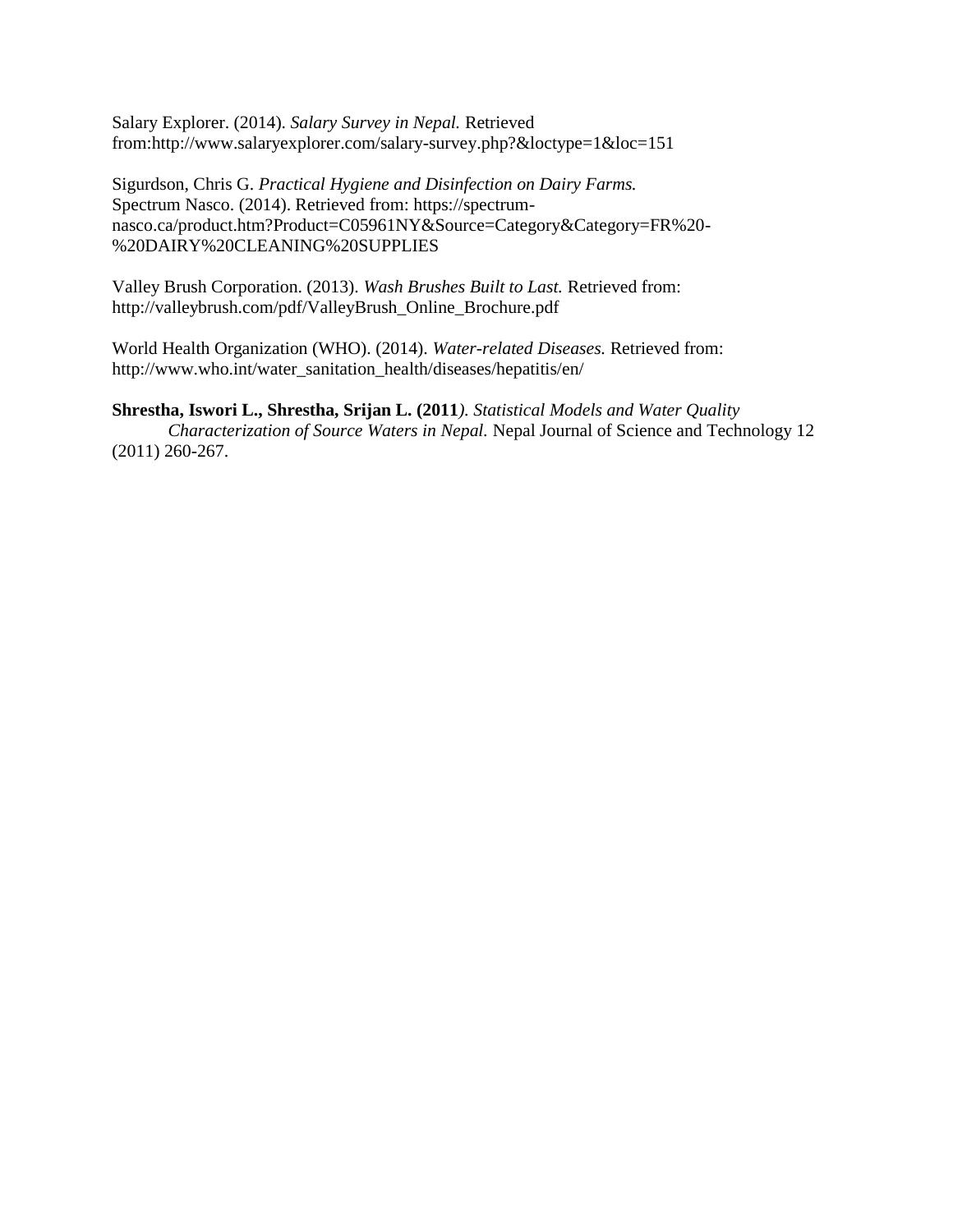Salary Explorer. (2014). *Salary Survey in Nepal.* Retrieved from:http://www.salaryexplorer.com/salary-survey.php?&loctype=1&loc=151

Sigurdson, Chris G. *Practical Hygiene and Disinfection on Dairy Farms.* Spectrum Nasco. (2014). Retrieved from: https://spectrum-nasco.ca/product.htm?Product=C05961NY&Source=Category&Category=FR%20-%20DAIRY%20CLEANING%20SUPPLIES

Valley Brush Corporation. (2013). *Wash Brushes Built to Last.* Retrieved from: http://valleybrush.com/pdf/ValleyBrush_Online_Brochure.pdf

World Health Organization (WHO). (2014). *Water-related Diseases.* Retrieved from: http://www.who.int/water_sanitation_health/diseases/hepatitis/en/

**Shrestha, Iswori L., Shrestha, Srijan L. (2011***). Statistical Models and Water Quality Characterization of Source Waters in Nepal.* Nepal Journal of Science and Technology 12 (2011) 260-267.